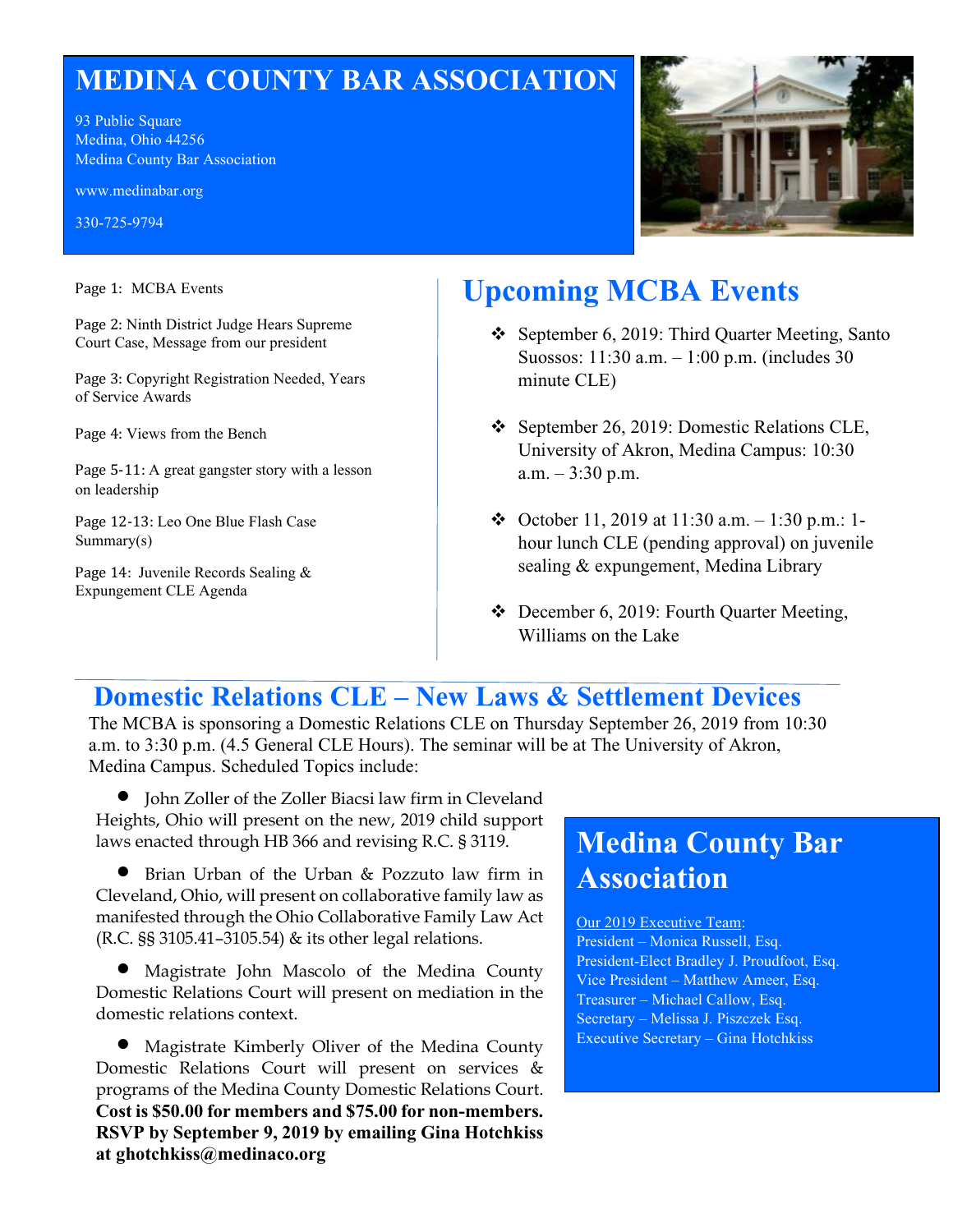# MEDINA COUNTY BAR ASSOCIATION

93 Public Square
Medina, Ohio 44256
Medina County Bar Association

www.medinabar.org

330-725-9794

Page 1: MCBA Events

Page 2: Ninth District Judge Hears Supreme Court Case, Message from our president

Page 3: Copyright Registration Needed, Years of Service Awards

Page 4: Views from the Bench

Page 5-11: A great gangster story with a lesson on leadership

Page 12-13: Leo One Blue Flash Case Summary(s)

Page 14: Juvenile Records Sealing & Expungement CLE Agenda

## Upcoming MCBA Events

- September 6, 2019: Third Quarter Meeting, Santo Suossos: 11:30 a.m. – 1:00 p.m. (includes 30 minute CLE)
- September 26, 2019: Domestic Relations CLE, University of Akron, Medina Campus: 10:30 a.m. – 3:30 p.m.
- October 11, 2019 at 11:30 a.m. – 1:30 p.m.: 1-hour lunch CLE (pending approval) on juvenile sealing & expungement, Medina Library
- December 6, 2019: Fourth Quarter Meeting, Williams on the Lake

## Domestic Relations CLE – New Laws & Settlement Devices

The MCBA is sponsoring a Domestic Relations CLE on Thursday September 26, 2019 from 10:30 a.m. to 3:30 p.m. (4.5 General CLE Hours). The seminar will be at The University of Akron, Medina Campus. Scheduled Topics include:

- John Zoller of the Zoller Biacsi law firm in Cleveland Heights, Ohio will present on the new, 2019 child support laws enacted through HB 366 and revising R.C. § 3119.
- Brian Urban of the Urban & Pozzuto law firm in Cleveland, Ohio, will present on collaborative family law as manifested through the Ohio Collaborative Family Law Act (R.C. §§ 3105.41–3105.54) & its other legal relations.
- Magistrate John Mascolo of the Medina County Domestic Relations Court will present on mediation in the domestic relations context.
- Magistrate Kimberly Oliver of the Medina County Domestic Relations Court will present on services & programs of the Medina County Domestic Relations Court.

**Cost is $50.00 for members and $75.00 for non-members. RSVP by September 9, 2019 by emailing Gina Hotchkiss at ghotchkiss@medinaco.org**

## Medina County Bar Association

Our 2019 Executive Team:
President – Monica Russell, Esq.
President-Elect Bradley J. Proudfoot, Esq.
Vice President – Matthew Ameer, Esq.
Treasurer – Michael Callow, Esq.
Secretary – Melissa J. Piszczek Esq.
Executive Secretary – Gina Hotchkiss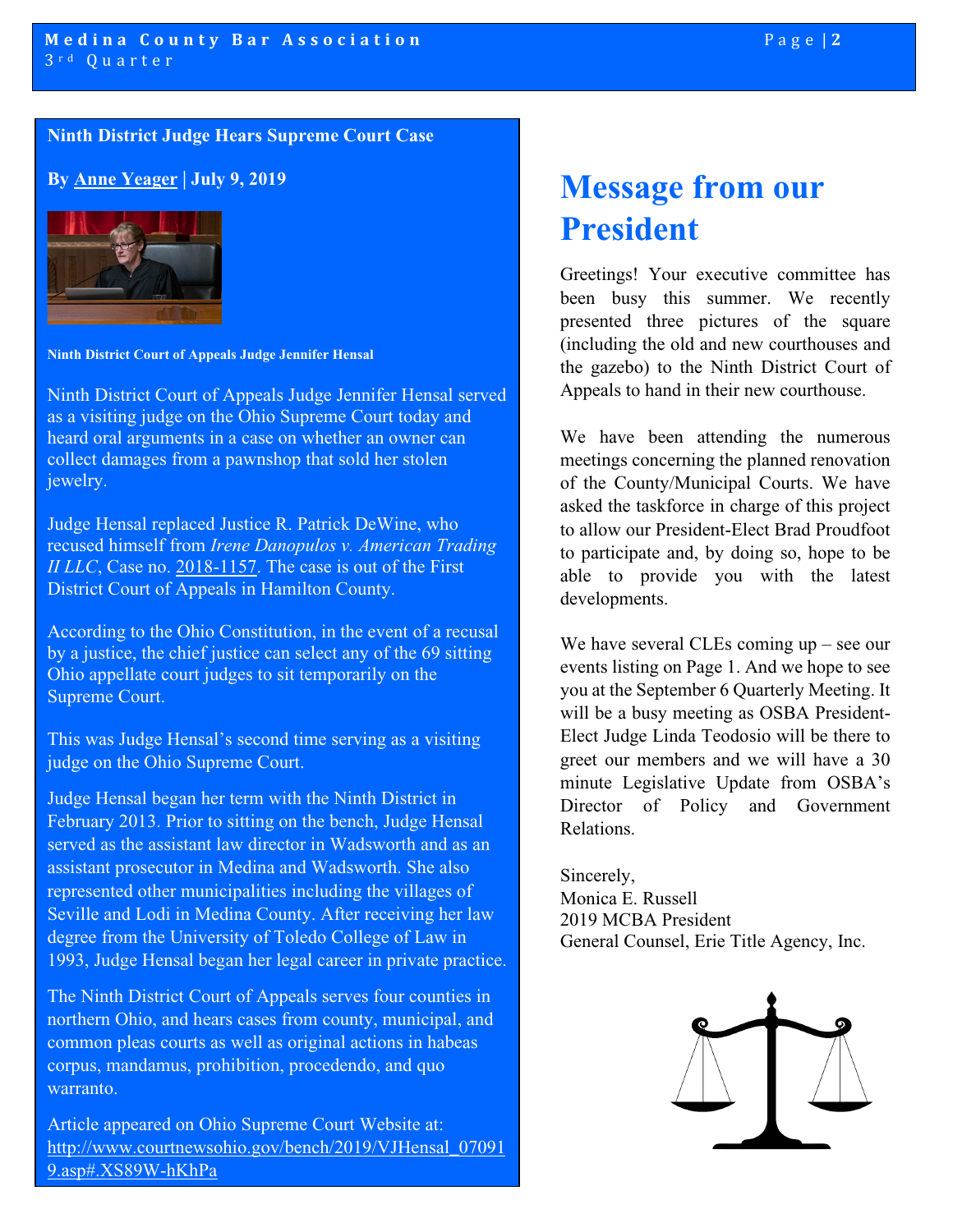## Ninth District Judge Hears Supreme Court Case

**By Anne Yeager | July 9, 2019**

**Ninth District Court of Appeals Judge Jennifer Hensal**

Ninth District Court of Appeals Judge Jennifer Hensal served as a visiting judge on the Ohio Supreme Court today and heard oral arguments in a case on whether an owner can collect damages from a pawnshop that sold her stolen jewelry.

Judge Hensal replaced Justice R. Patrick DeWine, who recused himself from *Irene Danopulos v. American Trading II LLC*, Case no. 2018-1157. The case is out of the First District Court of Appeals in Hamilton County.

According to the Ohio Constitution, in the event of a recusal by a justice, the chief justice can select any of the 69 sitting Ohio appellate court judges to sit temporarily on the Supreme Court.

This was Judge Hensal's second time serving as a visiting judge on the Ohio Supreme Court.

Judge Hensal began her term with the Ninth District in February 2013. Prior to sitting on the bench, Judge Hensal served as the assistant law director in Wadsworth and as an assistant prosecutor in Medina and Wadsworth. She also represented other municipalities including the villages of Seville and Lodi in Medina County. After receiving her law degree from the University of Toledo College of Law in 1993, Judge Hensal began her legal career in private practice.

The Ninth District Court of Appeals serves four counties in northern Ohio, and hears cases from county, municipal, and common pleas courts as well as original actions in habeas corpus, mandamus, prohibition, procedendo, and quo warranto.

Article appeared on Ohio Supreme Court Website at: http://www.courtnewsohio.gov/bench/2019/VJHensal_070919.asp#.XS89W-hKhPa

# Message from our President

Greetings! Your executive committee has been busy this summer. We recently presented three pictures of the square (including the old and new courthouses and the gazebo) to the Ninth District Court of Appeals to hand in their new courthouse.

We have been attending the numerous meetings concerning the planned renovation of the County/Municipal Courts. We have asked the taskforce in charge of this project to allow our President-Elect Brad Proudfoot to participate and, by doing so, hope to be able to provide you with the latest developments.

We have several CLEs coming up – see our events listing on Page 1. And we hope to see you at the September 6 Quarterly Meeting. It will be a busy meeting as OSBA President-Elect Judge Linda Teodosio will be there to greet our members and we will have a 30 minute Legislative Update from OSBA's Director of Policy and Government Relations.

Sincerely,
Monica E. Russell
2019 MCBA President
General Counsel, Erie Title Agency, Inc.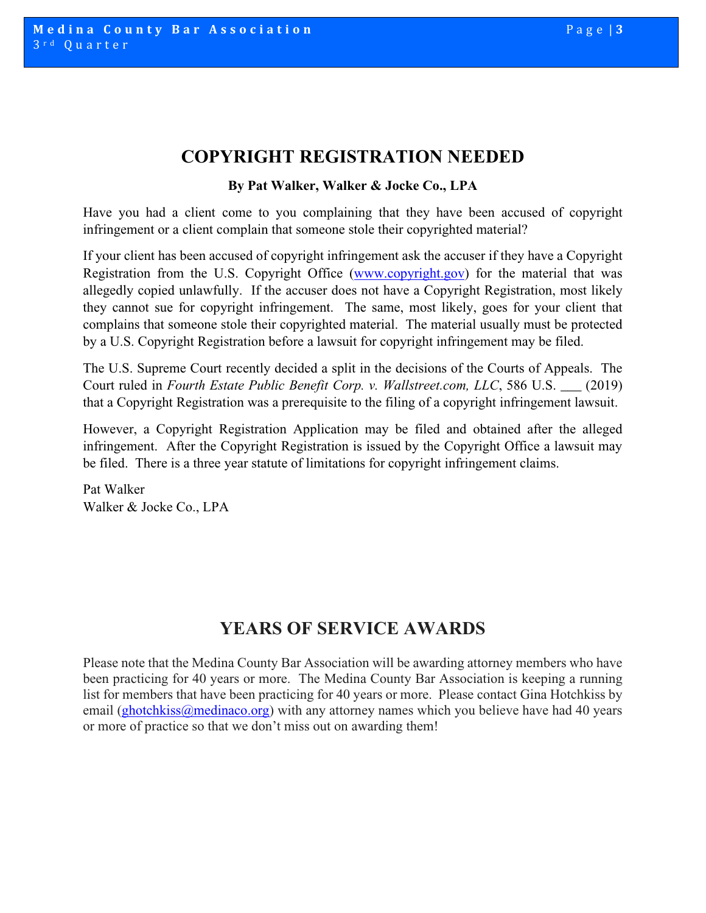# COPYRIGHT REGISTRATION NEEDED

**By Pat Walker, Walker & Jocke Co., LPA**

Have you had a client come to you complaining that they have been accused of copyright infringement or a client complain that someone stole their copyrighted material?

If your client has been accused of copyright infringement ask the accuser if they have a Copyright Registration from the U.S. Copyright Office (www.copyright.gov) for the material that was allegedly copied unlawfully. If the accuser does not have a Copyright Registration, most likely they cannot sue for copyright infringement. The same, most likely, goes for your client that complains that someone stole their copyrighted material. The material usually must be protected by a U.S. Copyright Registration before a lawsuit for copyright infringement may be filed.

The U.S. Supreme Court recently decided a split in the decisions of the Courts of Appeals. The Court ruled in *Fourth Estate Public Benefit Corp. v. Wallstreet.com, LLC*, 586 U.S. ___ (2019) that a Copyright Registration was a prerequisite to the filing of a copyright infringement lawsuit.

However, a Copyright Registration Application may be filed and obtained after the alleged infringement. After the Copyright Registration is issued by the Copyright Office a lawsuit may be filed. There is a three year statute of limitations for copyright infringement claims.

Pat Walker
Walker & Jocke Co., LPA

# YEARS OF SERVICE AWARDS

Please note that the Medina County Bar Association will be awarding attorney members who have been practicing for 40 years or more. The Medina County Bar Association is keeping a running list for members that have been practicing for 40 years or more. Please contact Gina Hotchkiss by email (ghotchkiss@medinaco.org) with any attorney names which you believe have had 40 years or more of practice so that we don't miss out on awarding them!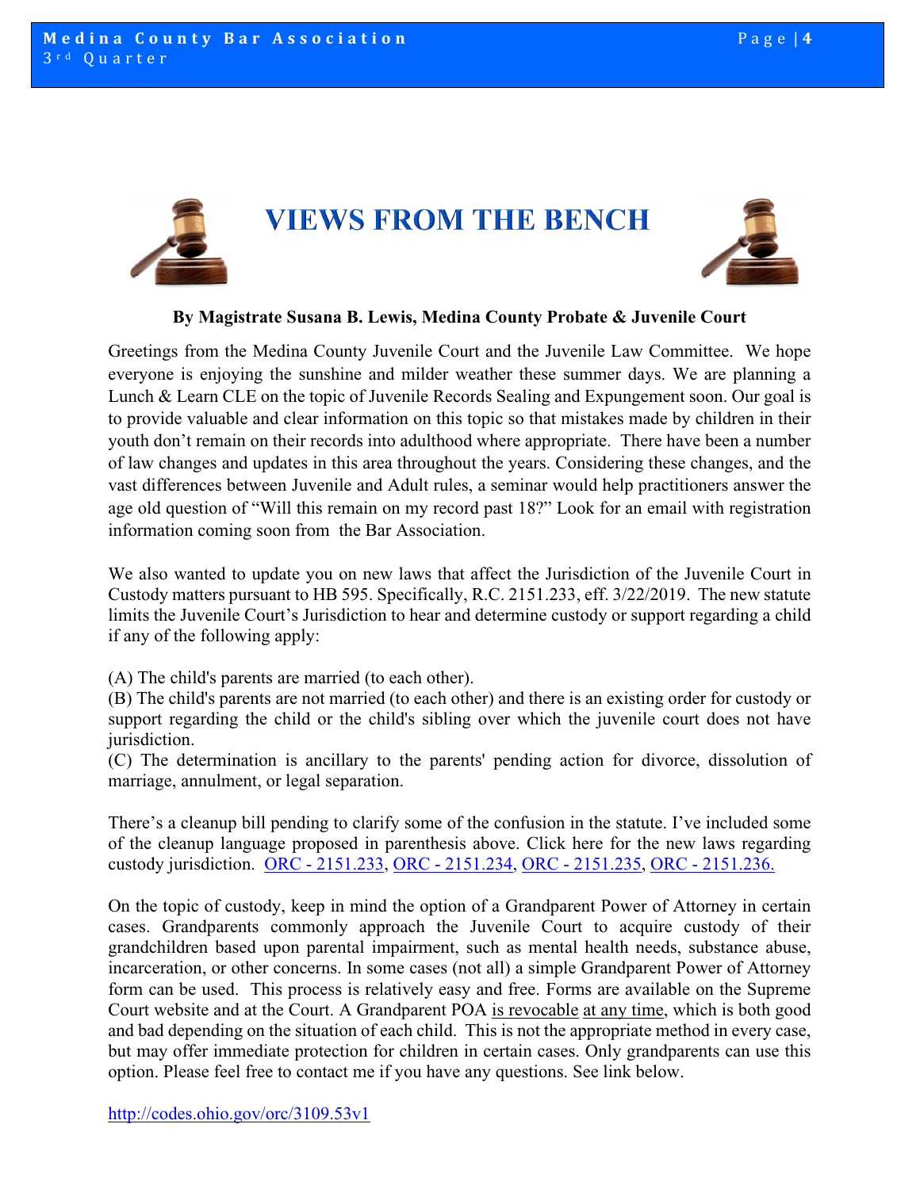# VIEWS FROM THE BENCH

**By Magistrate Susana B. Lewis, Medina County Probate & Juvenile Court**

Greetings from the Medina County Juvenile Court and the Juvenile Law Committee. We hope everyone is enjoying the sunshine and milder weather these summer days. We are planning a Lunch & Learn CLE on the topic of Juvenile Records Sealing and Expungement soon. Our goal is to provide valuable and clear information on this topic so that mistakes made by children in their youth don't remain on their records into adulthood where appropriate. There have been a number of law changes and updates in this area throughout the years. Considering these changes, and the vast differences between Juvenile and Adult rules, a seminar would help practitioners answer the age old question of "Will this remain on my record past 18?" Look for an email with registration information coming soon from the Bar Association.

We also wanted to update you on new laws that affect the Jurisdiction of the Juvenile Court in Custody matters pursuant to HB 595. Specifically, R.C. 2151.233, eff. 3/22/2019. The new statute limits the Juvenile Court's Jurisdiction to hear and determine custody or support regarding a child if any of the following apply:

(A) The child's parents are married (to each other).
(B) The child's parents are not married (to each other) and there is an existing order for custody or support regarding the child or the child's sibling over which the juvenile court does not have jurisdiction.
(C) The determination is ancillary to the parents' pending action for divorce, dissolution of marriage, annulment, or legal separation.

There's a cleanup bill pending to clarify some of the confusion in the statute. I've included some of the cleanup language proposed in parenthesis above. Click here for the new laws regarding custody jurisdiction. ORC - 2151.233, ORC - 2151.234, ORC - 2151.235, ORC - 2151.236.

On the topic of custody, keep in mind the option of a Grandparent Power of Attorney in certain cases. Grandparents commonly approach the Juvenile Court to acquire custody of their grandchildren based upon parental impairment, such as mental health needs, substance abuse, incarceration, or other concerns. In some cases (not all) a simple Grandparent Power of Attorney form can be used. This process is relatively easy and free. Forms are available on the Supreme Court website and at the Court. A Grandparent POA is revocable at any time, which is both good and bad depending on the situation of each child. This is not the appropriate method in every case, but may offer immediate protection for children in certain cases. Only grandparents can use this option. Please feel free to contact me if you have any questions. See link below.

http://codes.ohio.gov/orc/3109.53v1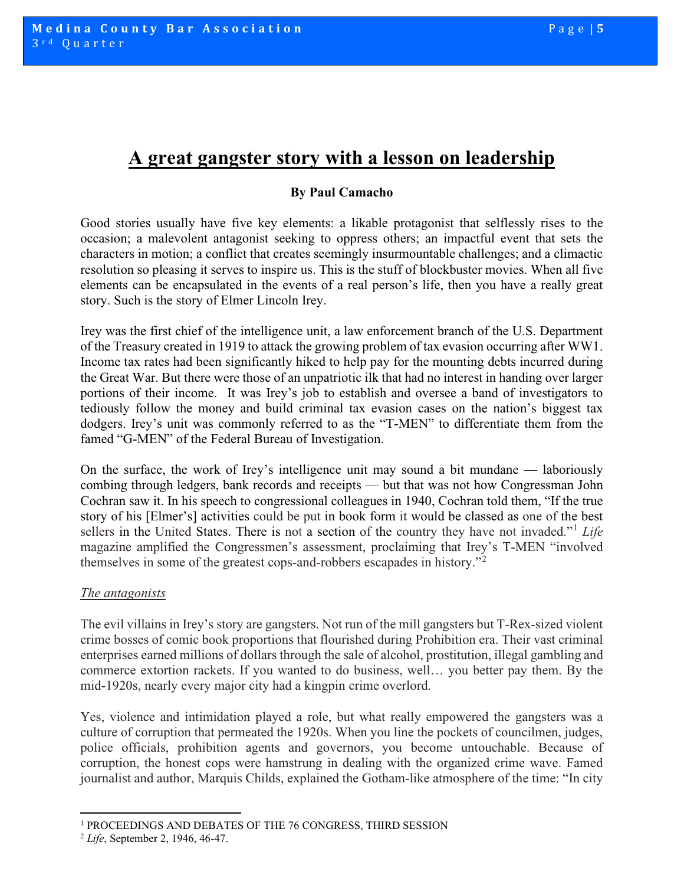# A great gangster story with a lesson on leadership

**By Paul Camacho**

Good stories usually have five key elements: a likable protagonist that selflessly rises to the occasion; a malevolent antagonist seeking to oppress others; an impactful event that sets the characters in motion; a conflict that creates seemingly insurmountable challenges; and a climactic resolution so pleasing it serves to inspire us. This is the stuff of blockbuster movies. When all five elements can be encapsulated in the events of a real person's life, then you have a really great story. Such is the story of Elmer Lincoln Irey.

Irey was the first chief of the intelligence unit, a law enforcement branch of the U.S. Department of the Treasury created in 1919 to attack the growing problem of tax evasion occurring after WW1. Income tax rates had been significantly hiked to help pay for the mounting debts incurred during the Great War. But there were those of an unpatriotic ilk that had no interest in handing over larger portions of their income. It was Irey's job to establish and oversee a band of investigators to tediously follow the money and build criminal tax evasion cases on the nation's biggest tax dodgers. Irey's unit was commonly referred to as the "T-MEN" to differentiate them from the famed "G-MEN" of the Federal Bureau of Investigation.

On the surface, the work of Irey's intelligence unit may sound a bit mundane — laboriously combing through ledgers, bank records and receipts — but that was not how Congressman John Cochran saw it. In his speech to congressional colleagues in 1940, Cochran told them, "If the true story of his [Elmer's] activities could be put in book form it would be classed as one of the best sellers in the United States. There is not a section of the country they have not invaded."[1] *Life* magazine amplified the Congressmen's assessment, proclaiming that Irey's T-MEN "involved themselves in some of the greatest cops-and-robbers escapades in history."[2]

*The antagonists*

The evil villains in Irey's story are gangsters. Not run of the mill gangsters but T-Rex-sized violent crime bosses of comic book proportions that flourished during Prohibition era. Their vast criminal enterprises earned millions of dollars through the sale of alcohol, prostitution, illegal gambling and commerce extortion rackets. If you wanted to do business, well… you better pay them. By the mid-1920s, nearly every major city had a kingpin crime overlord.

Yes, violence and intimidation played a role, but what really empowered the gangsters was a culture of corruption that permeated the 1920s. When you line the pockets of councilmen, judges, police officials, prohibition agents and governors, you become untouchable. Because of corruption, the honest cops were hamstrung in dealing with the organized crime wave. Famed journalist and author, Marquis Childs, explained the Gotham-like atmosphere of the time: "In city

[1] PROCEEDINGS AND DEBATES OF THE 76 CONGRESS, THIRD SESSION

[2] *Life*, September 2, 1946, 46-47.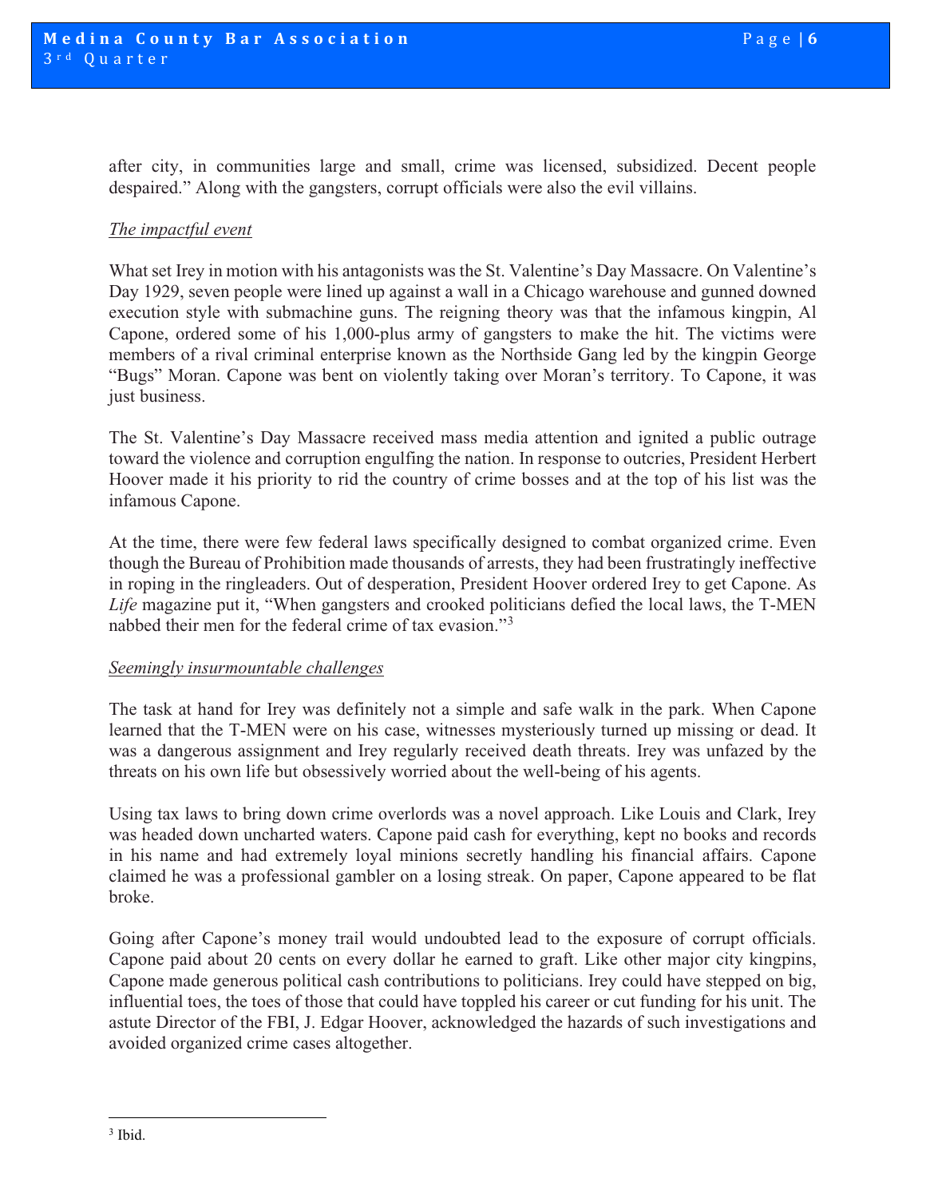after city, in communities large and small, crime was licensed, subsidized. Decent people despaired." Along with the gangsters, corrupt officials were also the evil villains.

*The impactful event*

What set Irey in motion with his antagonists was the St. Valentine's Day Massacre. On Valentine's Day 1929, seven people were lined up against a wall in a Chicago warehouse and gunned downed execution style with submachine guns. The reigning theory was that the infamous kingpin, Al Capone, ordered some of his 1,000-plus army of gangsters to make the hit. The victims were members of a rival criminal enterprise known as the Northside Gang led by the kingpin George "Bugs" Moran. Capone was bent on violently taking over Moran's territory. To Capone, it was just business.

The St. Valentine's Day Massacre received mass media attention and ignited a public outrage toward the violence and corruption engulfing the nation. In response to outcries, President Herbert Hoover made it his priority to rid the country of crime bosses and at the top of his list was the infamous Capone.

At the time, there were few federal laws specifically designed to combat organized crime. Even though the Bureau of Prohibition made thousands of arrests, they had been frustratingly ineffective in roping in the ringleaders. Out of desperation, President Hoover ordered Irey to get Capone. As *Life* magazine put it, "When gangsters and crooked politicians defied the local laws, the T-MEN nabbed their men for the federal crime of tax evasion."[3]

*Seemingly insurmountable challenges*

The task at hand for Irey was definitely not a simple and safe walk in the park. When Capone learned that the T-MEN were on his case, witnesses mysteriously turned up missing or dead. It was a dangerous assignment and Irey regularly received death threats. Irey was unfazed by the threats on his own life but obsessively worried about the well-being of his agents.

Using tax laws to bring down crime overlords was a novel approach. Like Louis and Clark, Irey was headed down uncharted waters. Capone paid cash for everything, kept no books and records in his name and had extremely loyal minions secretly handling his financial affairs. Capone claimed he was a professional gambler on a losing streak. On paper, Capone appeared to be flat broke.

Going after Capone's money trail would undoubted lead to the exposure of corrupt officials. Capone paid about 20 cents on every dollar he earned to graft. Like other major city kingpins, Capone made generous political cash contributions to politicians. Irey could have stepped on big, influential toes, the toes of those that could have toppled his career or cut funding for his unit. The astute Director of the FBI, J. Edgar Hoover, acknowledged the hazards of such investigations and avoided organized crime cases altogether.

---

[3] Ibid.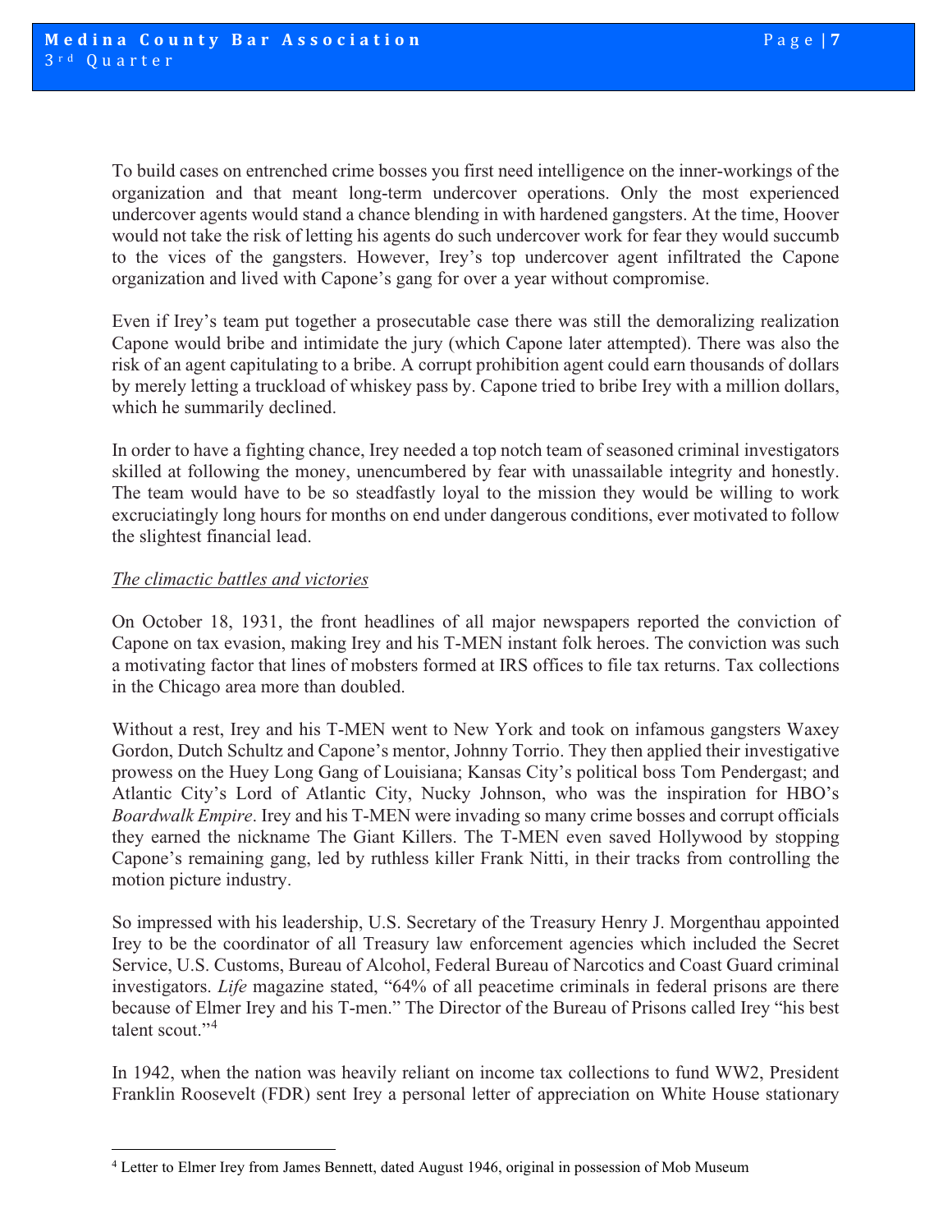To build cases on entrenched crime bosses you first need intelligence on the inner-workings of the organization and that meant long-term undercover operations. Only the most experienced undercover agents would stand a chance blending in with hardened gangsters. At the time, Hoover would not take the risk of letting his agents do such undercover work for fear they would succumb to the vices of the gangsters. However, Irey's top undercover agent infiltrated the Capone organization and lived with Capone's gang for over a year without compromise.

Even if Irey's team put together a prosecutable case there was still the demoralizing realization Capone would bribe and intimidate the jury (which Capone later attempted). There was also the risk of an agent capitulating to a bribe. A corrupt prohibition agent could earn thousands of dollars by merely letting a truckload of whiskey pass by. Capone tried to bribe Irey with a million dollars, which he summarily declined.

In order to have a fighting chance, Irey needed a top notch team of seasoned criminal investigators skilled at following the money, unencumbered by fear with unassailable integrity and honestly. The team would have to be so steadfastly loyal to the mission they would be willing to work excruciatingly long hours for months on end under dangerous conditions, ever motivated to follow the slightest financial lead.

*The climactic battles and victories*

On October 18, 1931, the front headlines of all major newspapers reported the conviction of Capone on tax evasion, making Irey and his T-MEN instant folk heroes. The conviction was such a motivating factor that lines of mobsters formed at IRS offices to file tax returns. Tax collections in the Chicago area more than doubled.

Without a rest, Irey and his T-MEN went to New York and took on infamous gangsters Waxey Gordon, Dutch Schultz and Capone's mentor, Johnny Torrio. They then applied their investigative prowess on the Huey Long Gang of Louisiana; Kansas City's political boss Tom Pendergast; and Atlantic City's Lord of Atlantic City, Nucky Johnson, who was the inspiration for HBO's *Boardwalk Empire*. Irey and his T-MEN were invading so many crime bosses and corrupt officials they earned the nickname The Giant Killers. The T-MEN even saved Hollywood by stopping Capone's remaining gang, led by ruthless killer Frank Nitti, in their tracks from controlling the motion picture industry.

So impressed with his leadership, U.S. Secretary of the Treasury Henry J. Morgenthau appointed Irey to be the coordinator of all Treasury law enforcement agencies which included the Secret Service, U.S. Customs, Bureau of Alcohol, Federal Bureau of Narcotics and Coast Guard criminal investigators. *Life* magazine stated, "64% of all peacetime criminals in federal prisons are there because of Elmer Irey and his T-men." The Director of the Bureau of Prisons called Irey "his best talent scout."[4]

In 1942, when the nation was heavily reliant on income tax collections to fund WW2, President Franklin Roosevelt (FDR) sent Irey a personal letter of appreciation on White House stationary

---

[4] Letter to Elmer Irey from James Bennett, dated August 1946, original in possession of Mob Museum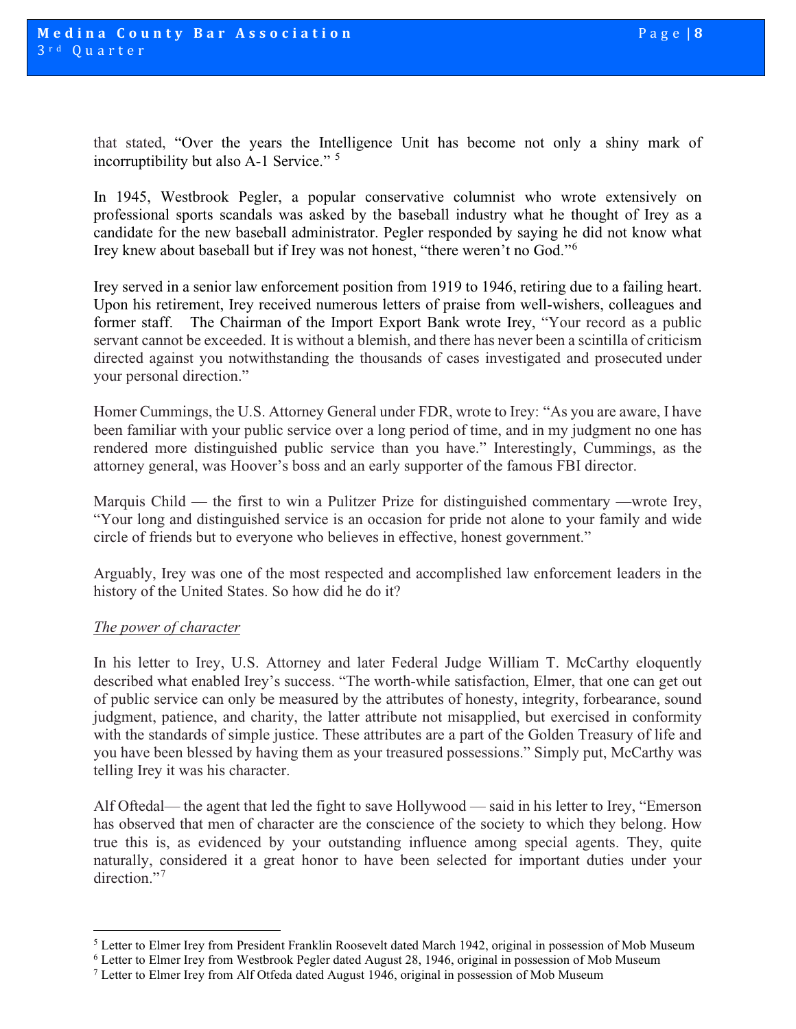that stated, “Over the years the Intelligence Unit has become not only a shiny mark of incorruptibility but also A-1 Service.” [5]

In 1945, Westbrook Pegler, a popular conservative columnist who wrote extensively on professional sports scandals was asked by the baseball industry what he thought of Irey as a candidate for the new baseball administrator. Pegler responded by saying he did not know what Irey knew about baseball but if Irey was not honest, “there weren’t no God.”[6]

Irey served in a senior law enforcement position from 1919 to 1946, retiring due to a failing heart. Upon his retirement, Irey received numerous letters of praise from well-wishers, colleagues and former staff. The Chairman of the Import Export Bank wrote Irey, “Your record as a public servant cannot be exceeded. It is without a blemish, and there has never been a scintilla of criticism directed against you notwithstanding the thousands of cases investigated and prosecuted under your personal direction.”

Homer Cummings, the U.S. Attorney General under FDR, wrote to Irey: “As you are aware, I have been familiar with your public service over a long period of time, and in my judgment no one has rendered more distinguished public service than you have.” Interestingly, Cummings, as the attorney general, was Hoover’s boss and an early supporter of the famous FBI director.

Marquis Child — the first to win a Pulitzer Prize for distinguished commentary —wrote Irey, “Your long and distinguished service is an occasion for pride not alone to your family and wide circle of friends but to everyone who believes in effective, honest government.”

Arguably, Irey was one of the most respected and accomplished law enforcement leaders in the history of the United States. So how did he do it?

*The power of character*

In his letter to Irey, U.S. Attorney and later Federal Judge William T. McCarthy eloquently described what enabled Irey’s success. “The worth-while satisfaction, Elmer, that one can get out of public service can only be measured by the attributes of honesty, integrity, forbearance, sound judgment, patience, and charity, the latter attribute not misapplied, but exercised in conformity with the standards of simple justice. These attributes are a part of the Golden Treasury of life and you have been blessed by having them as your treasured possessions.” Simply put, McCarthy was telling Irey it was his character.

Alf Oftedal— the agent that led the fight to save Hollywood — said in his letter to Irey, “Emerson has observed that men of character are the conscience of the society to which they belong. How true this is, as evidenced by your outstanding influence among special agents. They, quite naturally, considered it a great honor to have been selected for important duties under your direction.”[7]

---

[5] Letter to Elmer Irey from President Franklin Roosevelt dated March 1942, original in possession of Mob Museum

[6] Letter to Elmer Irey from Westbrook Pegler dated August 28, 1946, original in possession of Mob Museum

[7] Letter to Elmer Irey from Alf Otfeda dated August 1946, original in possession of Mob Museum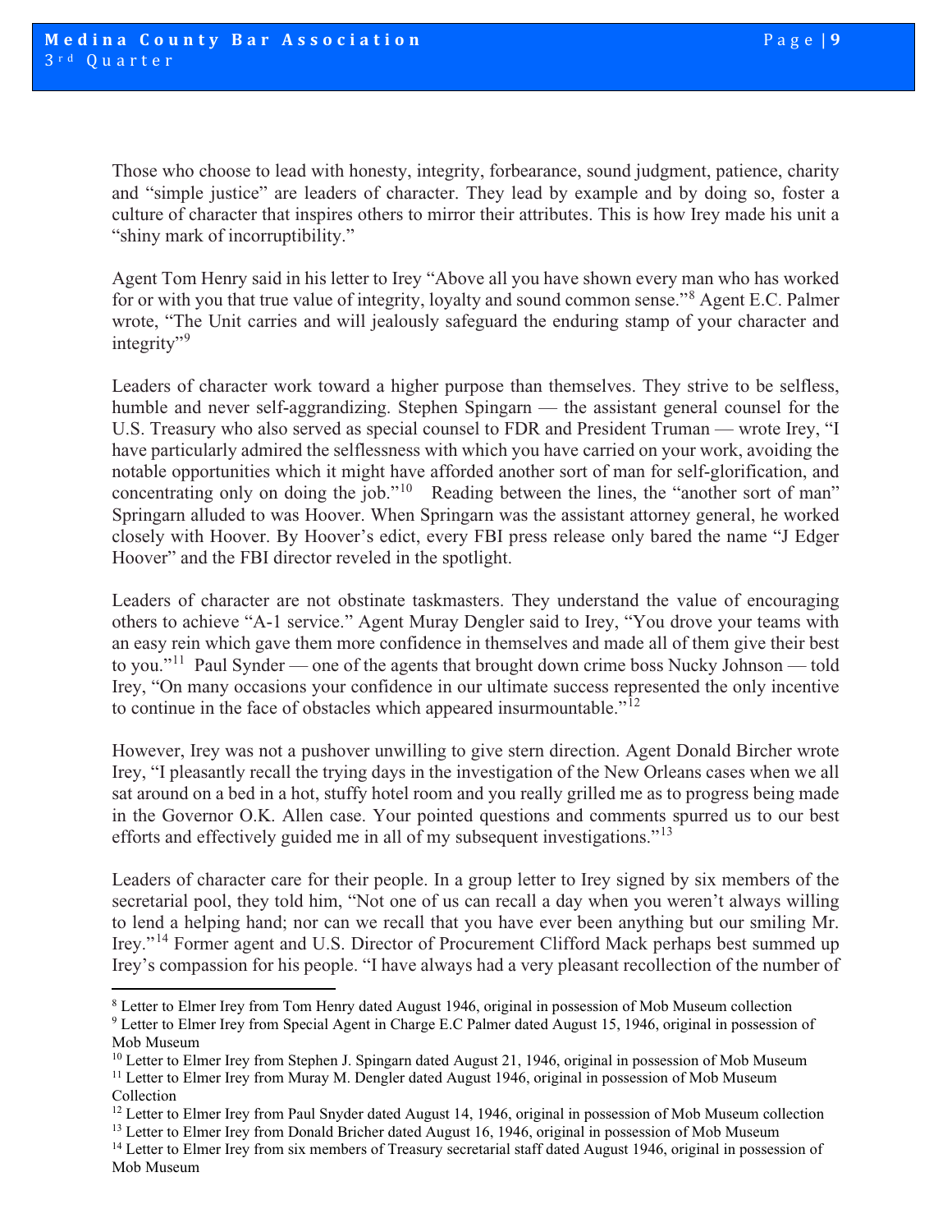Those who choose to lead with honesty, integrity, forbearance, sound judgment, patience, charity and "simple justice" are leaders of character. They lead by example and by doing so, foster a culture of character that inspires others to mirror their attributes. This is how Irey made his unit a "shiny mark of incorruptibility."

Agent Tom Henry said in his letter to Irey "Above all you have shown every man who has worked for or with you that true value of integrity, loyalty and sound common sense."[8] Agent E.C. Palmer wrote, "The Unit carries and will jealously safeguard the enduring stamp of your character and integrity"[9]

Leaders of character work toward a higher purpose than themselves. They strive to be selfless, humble and never self-aggrandizing. Stephen Spingarn — the assistant general counsel for the U.S. Treasury who also served as special counsel to FDR and President Truman — wrote Irey, "I have particularly admired the selflessness with which you have carried on your work, avoiding the notable opportunities which it might have afforded another sort of man for self-glorification, and concentrating only on doing the job."[10] Reading between the lines, the "another sort of man" Springarn alluded to was Hoover. When Springarn was the assistant attorney general, he worked closely with Hoover. By Hoover's edict, every FBI press release only bared the name "J Edger Hoover" and the FBI director reveled in the spotlight.

Leaders of character are not obstinate taskmasters. They understand the value of encouraging others to achieve "A-1 service." Agent Muray Dengler said to Irey, "You drove your teams with an easy rein which gave them more confidence in themselves and made all of them give their best to you."[11] Paul Synder — one of the agents that brought down crime boss Nucky Johnson — told Irey, "On many occasions your confidence in our ultimate success represented the only incentive to continue in the face of obstacles which appeared insurmountable."[12]

However, Irey was not a pushover unwilling to give stern direction. Agent Donald Bircher wrote Irey, "I pleasantly recall the trying days in the investigation of the New Orleans cases when we all sat around on a bed in a hot, stuffy hotel room and you really grilled me as to progress being made in the Governor O.K. Allen case. Your pointed questions and comments spurred us to our best efforts and effectively guided me in all of my subsequent investigations."[13]

Leaders of character care for their people. In a group letter to Irey signed by six members of the secretarial pool, they told him, "Not one of us can recall a day when you weren't always willing to lend a helping hand; nor can we recall that you have ever been anything but our smiling Mr. Irey."[14] Former agent and U.S. Director of Procurement Clifford Mack perhaps best summed up Irey's compassion for his people. "I have always had a very pleasant recollection of the number of

---

[8] Letter to Elmer Irey from Tom Henry dated August 1946, original in possession of Mob Museum collection

[9] Letter to Elmer Irey from Special Agent in Charge E.C Palmer dated August 15, 1946, original in possession of Mob Museum

[10] Letter to Elmer Irey from Stephen J. Spingarn dated August 21, 1946, original in possession of Mob Museum

[11] Letter to Elmer Irey from Muray M. Dengler dated August 1946, original in possession of Mob Museum Collection

[12] Letter to Elmer Irey from Paul Snyder dated August 14, 1946, original in possession of Mob Museum collection

[13] Letter to Elmer Irey from Donald Bricher dated August 16, 1946, original in possession of Mob Museum

[14] Letter to Elmer Irey from six members of Treasury secretarial staff dated August 1946, original in possession of Mob Museum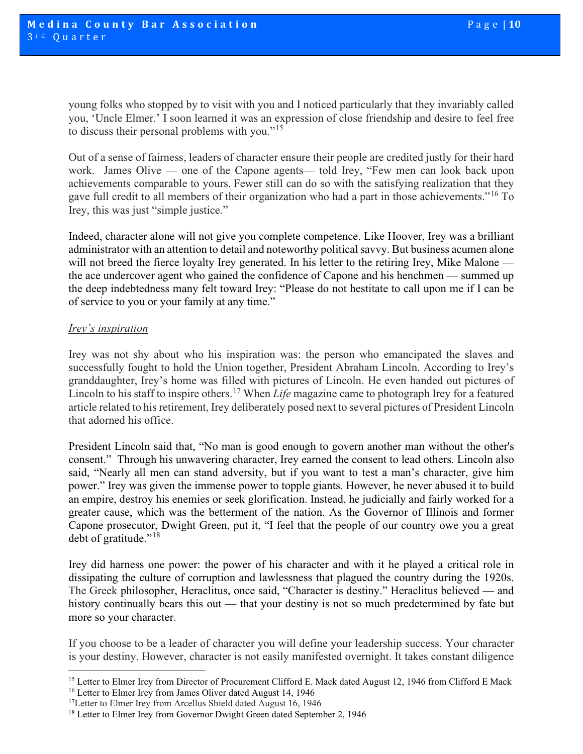young folks who stopped by to visit with you and I noticed particularly that they invariably called you, 'Uncle Elmer.' I soon learned it was an expression of close friendship and desire to feel free to discuss their personal problems with you."[15]

Out of a sense of fairness, leaders of character ensure their people are credited justly for their hard work. James Olive — one of the Capone agents— told Irey, "Few men can look back upon achievements comparable to yours. Fewer still can do so with the satisfying realization that they gave full credit to all members of their organization who had a part in those achievements."[16] To Irey, this was just "simple justice."

Indeed, character alone will not give you complete competence. Like Hoover, Irey was a brilliant administrator with an attention to detail and noteworthy political savvy. But business acumen alone will not breed the fierce loyalty Irey generated. In his letter to the retiring Irey, Mike Malone — the ace undercover agent who gained the confidence of Capone and his henchmen — summed up the deep indebtedness many felt toward Irey: "Please do not hesitate to call upon me if I can be of service to you or your family at any time."

*Irey's inspiration*

Irey was not shy about who his inspiration was: the person who emancipated the slaves and successfully fought to hold the Union together, President Abraham Lincoln. According to Irey's granddaughter, Irey's home was filled with pictures of Lincoln. He even handed out pictures of Lincoln to his staff to inspire others.[17] When *Life* magazine came to photograph Irey for a featured article related to his retirement, Irey deliberately posed next to several pictures of President Lincoln that adorned his office.

President Lincoln said that, "No man is good enough to govern another man without the other's consent." Through his unwavering character, Irey earned the consent to lead others. Lincoln also said, "Nearly all men can stand adversity, but if you want to test a man's character, give him power." Irey was given the immense power to topple giants. However, he never abused it to build an empire, destroy his enemies or seek glorification. Instead, he judicially and fairly worked for a greater cause, which was the betterment of the nation. As the Governor of Illinois and former Capone prosecutor, Dwight Green, put it, "I feel that the people of our country owe you a great debt of gratitude."[18]

Irey did harness one power: the power of his character and with it he played a critical role in dissipating the culture of corruption and lawlessness that plagued the country during the 1920s. The Greek philosopher, Heraclitus, once said, "Character is destiny." Heraclitus believed — and history continually bears this out — that your destiny is not so much predetermined by fate but more so your character.

If you choose to be a leader of character you will define your leadership success. Your character is your destiny. However, character is not easily manifested overnight. It takes constant diligence

---

[15] Letter to Elmer Irey from Director of Procurement Clifford E. Mack dated August 12, 1946 from Clifford E Mack
[16] Letter to Elmer Irey from James Oliver dated August 14, 1946
[17] Letter to Elmer Irey from Arcellus Shield dated August 16, 1946
[18] Letter to Elmer Irey from Governor Dwight Green dated September 2, 1946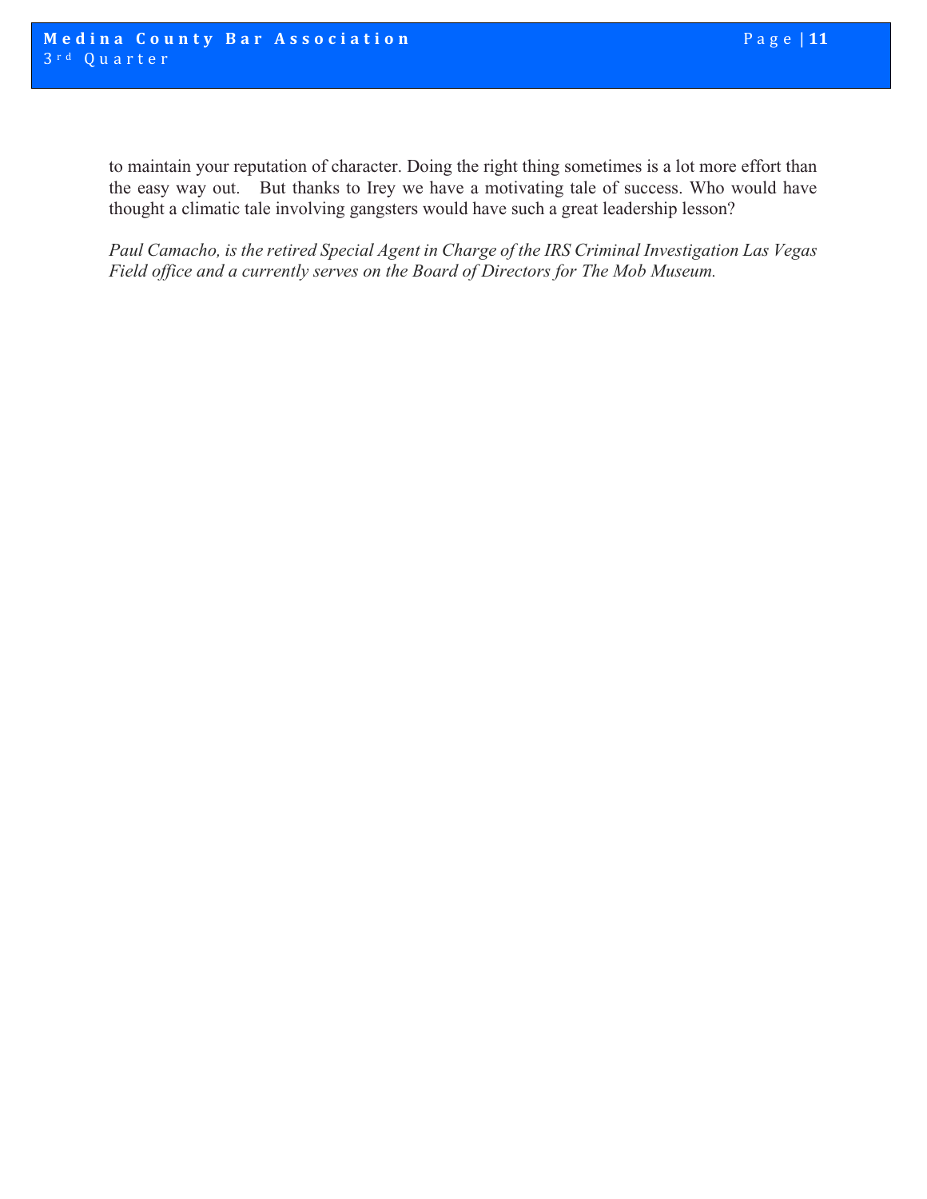to maintain your reputation of character. Doing the right thing sometimes is a lot more effort than the easy way out.   But thanks to Irey we have a motivating tale of success. Who would have thought a climatic tale involving gangsters would have such a great leadership lesson?

*Paul Camacho, is the retired Special Agent in Charge of the IRS Criminal Investigation Las Vegas Field office and a currently serves on the Board of Directors for The Mob Museum.*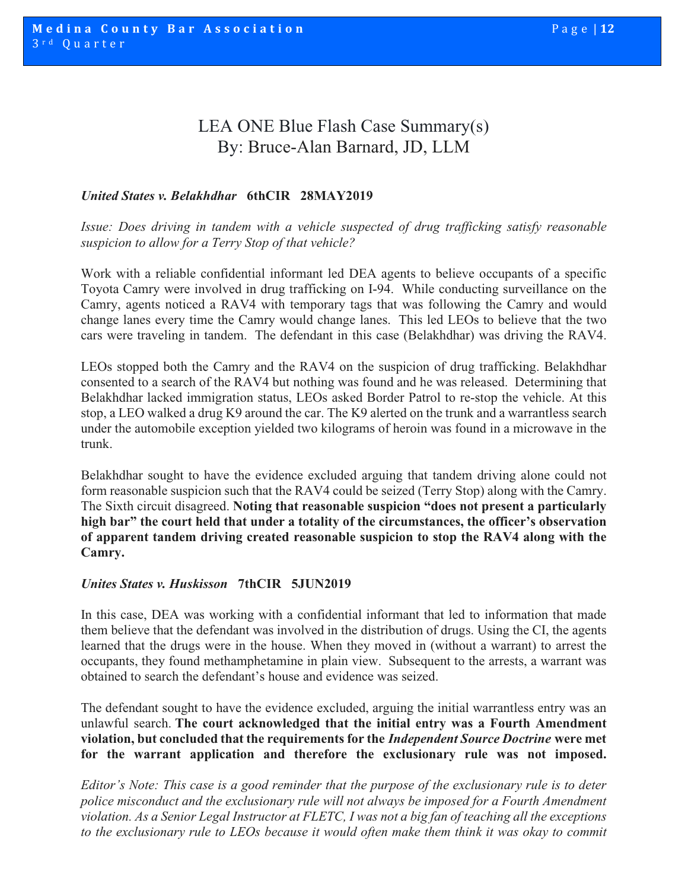# LEA ONE Blue Flash Case Summary(s)
## By: Bruce-Alan Barnard, JD, LLM

***United States v. Belakhdhar*** **6thCIR 28MAY2019**

*Issue: Does driving in tandem with a vehicle suspected of drug trafficking satisfy reasonable suspicion to allow for a Terry Stop of that vehicle?*

Work with a reliable confidential informant led DEA agents to believe occupants of a specific Toyota Camry were involved in drug trafficking on I-94. While conducting surveillance on the Camry, agents noticed a RAV4 with temporary tags that was following the Camry and would change lanes every time the Camry would change lanes. This led LEOs to believe that the two cars were traveling in tandem. The defendant in this case (Belakhdhar) was driving the RAV4.

LEOs stopped both the Camry and the RAV4 on the suspicion of drug trafficking. Belakhdhar consented to a search of the RAV4 but nothing was found and he was released. Determining that Belakhdhar lacked immigration status, LEOs asked Border Patrol to re-stop the vehicle. At this stop, a LEO walked a drug K9 around the car. The K9 alerted on the trunk and a warrantless search under the automobile exception yielded two kilograms of heroin was found in a microwave in the trunk.

Belakhdhar sought to have the evidence excluded arguing that tandem driving alone could not form reasonable suspicion such that the RAV4 could be seized (Terry Stop) along with the Camry. The Sixth circuit disagreed. **Noting that reasonable suspicion "does not present a particularly high bar" the court held that under a totality of the circumstances, the officer's observation of apparent tandem driving created reasonable suspicion to stop the RAV4 along with the Camry.**

***Unites States v. Huskisson*** **7thCIR 5JUN2019**

In this case, DEA was working with a confidential informant that led to information that made them believe that the defendant was involved in the distribution of drugs. Using the CI, the agents learned that the drugs were in the house. When they moved in (without a warrant) to arrest the occupants, they found methamphetamine in plain view. Subsequent to the arrests, a warrant was obtained to search the defendant's house and evidence was seized.

The defendant sought to have the evidence excluded, arguing the initial warrantless entry was an unlawful search. **The court acknowledged that the initial entry was a Fourth Amendment violation, but concluded that the requirements for the *Independent Source Doctrine* were met for the warrant application and therefore the exclusionary rule was not imposed.**

*Editor's Note: This case is a good reminder that the purpose of the exclusionary rule is to deter police misconduct and the exclusionary rule will not always be imposed for a Fourth Amendment violation. As a Senior Legal Instructor at FLETC, I was not a big fan of teaching all the exceptions to the exclusionary rule to LEOs because it would often make them think it was okay to commit*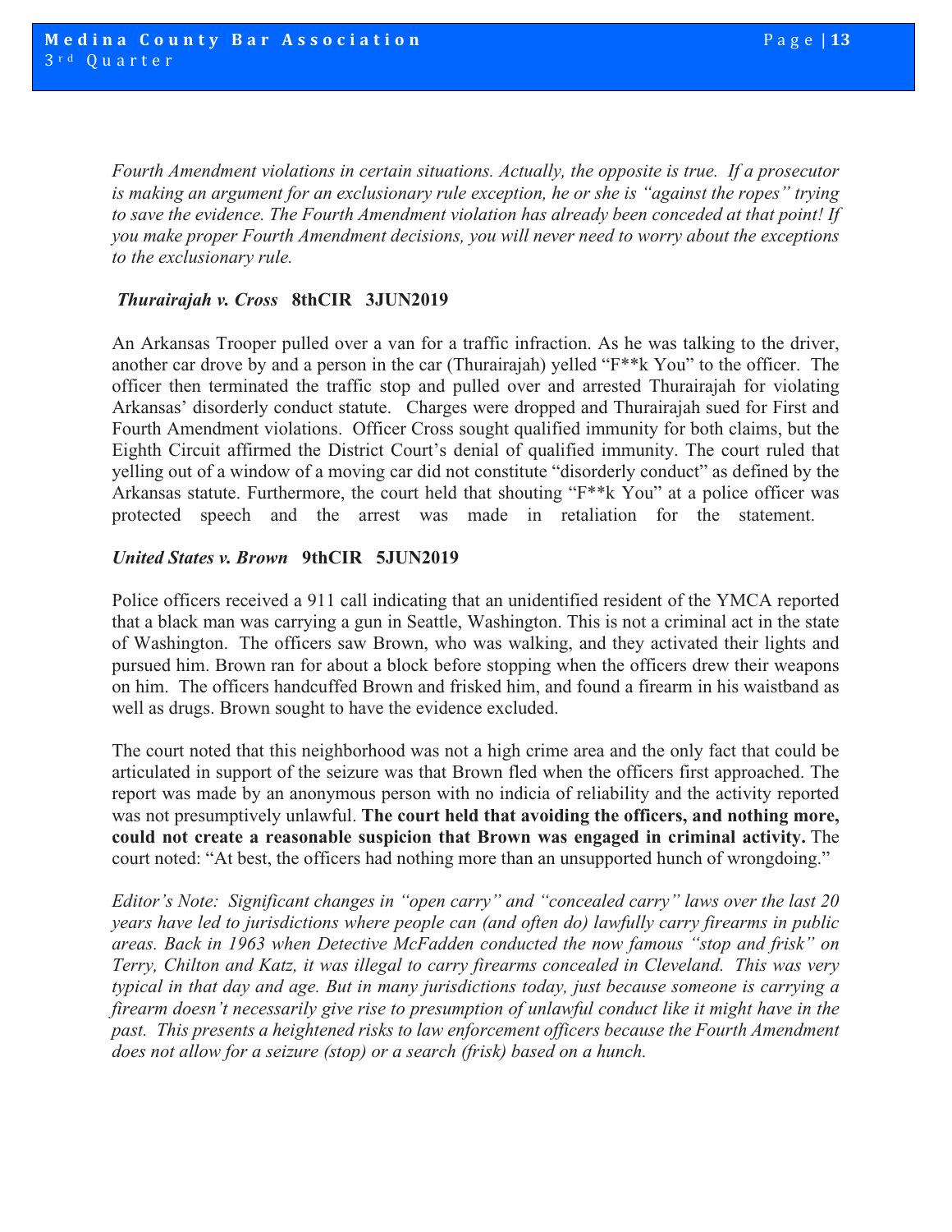*Fourth Amendment violations in certain situations. Actually, the opposite is true. If a prosecutor is making an argument for an exclusionary rule exception, he or she is "against the ropes" trying to save the evidence. The Fourth Amendment violation has already been conceded at that point! If you make proper Fourth Amendment decisions, you will never need to worry about the exceptions to the exclusionary rule.*

***Thurairajah v. Cross* 8thCIR 3JUN2019**

An Arkansas Trooper pulled over a van for a traffic infraction. As he was talking to the driver, another car drove by and a person in the car (Thurairajah) yelled "F**k You" to the officer. The officer then terminated the traffic stop and pulled over and arrested Thurairajah for violating Arkansas' disorderly conduct statute. Charges were dropped and Thurairajah sued for First and Fourth Amendment violations. Officer Cross sought qualified immunity for both claims, but the Eighth Circuit affirmed the District Court's denial of qualified immunity. The court ruled that yelling out of a window of a moving car did not constitute "disorderly conduct" as defined by the Arkansas statute. Furthermore, the court held that shouting "F**k You" at a police officer was protected speech and the arrest was made in retaliation for the statement.

***United States v. Brown* 9thCIR 5JUN2019**

Police officers received a 911 call indicating that an unidentified resident of the YMCA reported that a black man was carrying a gun in Seattle, Washington. This is not a criminal act in the state of Washington. The officers saw Brown, who was walking, and they activated their lights and pursued him. Brown ran for about a block before stopping when the officers drew their weapons on him. The officers handcuffed Brown and frisked him, and found a firearm in his waistband as well as drugs. Brown sought to have the evidence excluded.

The court noted that this neighborhood was not a high crime area and the only fact that could be articulated in support of the seizure was that Brown fled when the officers first approached. The report was made by an anonymous person with no indicia of reliability and the activity reported was not presumptively unlawful. **The court held that avoiding the officers, and nothing more, could not create a reasonable suspicion that Brown was engaged in criminal activity.** The court noted: "At best, the officers had nothing more than an unsupported hunch of wrongdoing."

*Editor's Note: Significant changes in "open carry" and "concealed carry" laws over the last 20 years have led to jurisdictions where people can (and often do) lawfully carry firearms in public areas. Back in 1963 when Detective McFadden conducted the now famous "stop and frisk" on Terry, Chilton and Katz, it was illegal to carry firearms concealed in Cleveland. This was very typical in that day and age. But in many jurisdictions today, just because someone is carrying a firearm doesn't necessarily give rise to presumption of unlawful conduct like it might have in the past. This presents a heightened risks to law enforcement officers because the Fourth Amendment does not allow for a seizure (stop) or a search (frisk) based on a hunch.*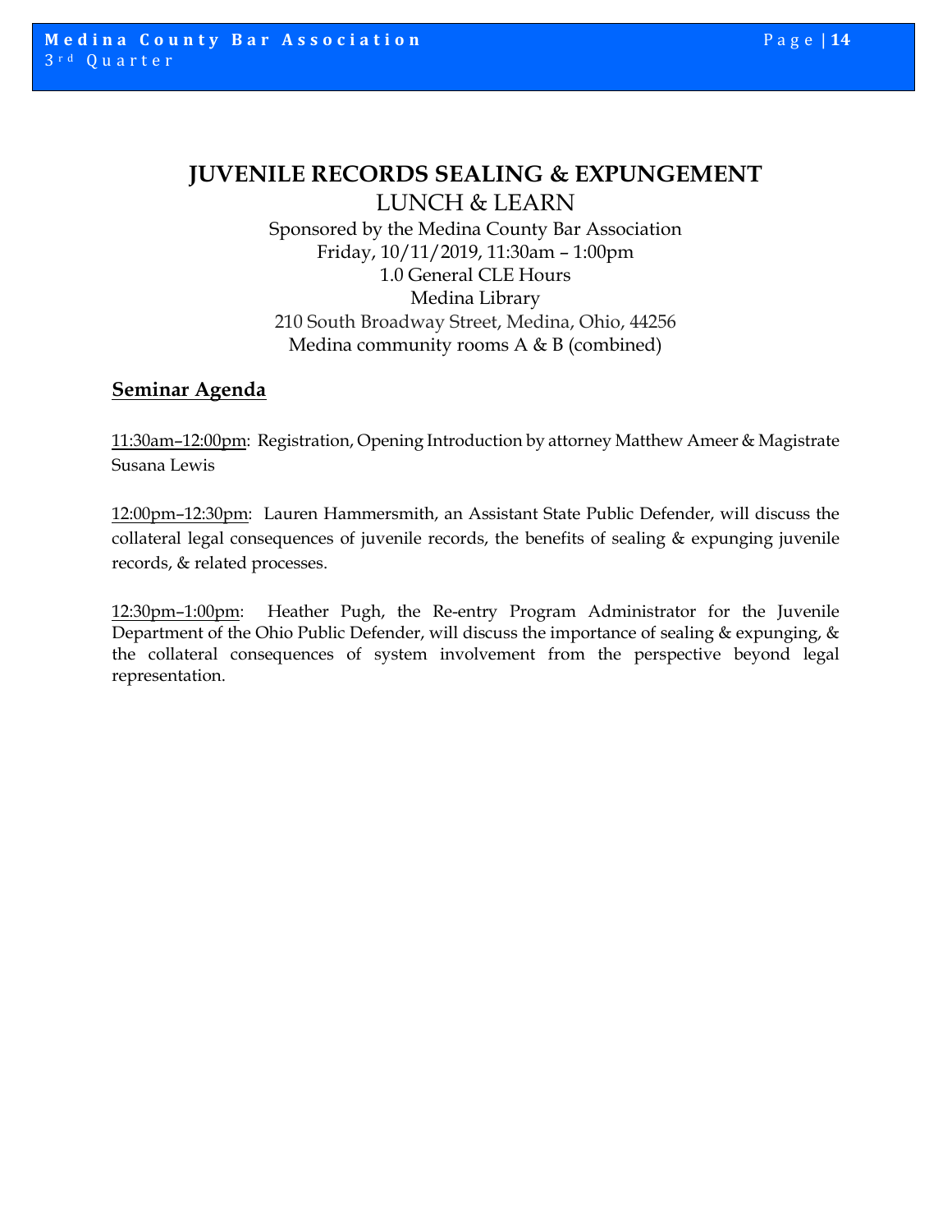# JUVENILE RECORDS SEALING & EXPUNGEMENT

LUNCH & LEARN

Sponsored by the Medina County Bar Association

Friday, 10/11/2019, 11:30am – 1:00pm

1.0 General CLE Hours

Medina Library

210 South Broadway Street, Medina, Ohio, 44256

Medina community rooms A & B (combined)

## Seminar Agenda

11:30am–12:00pm: Registration, Opening Introduction by attorney Matthew Ameer & Magistrate Susana Lewis

12:00pm–12:30pm: Lauren Hammersmith, an Assistant State Public Defender, will discuss the collateral legal consequences of juvenile records, the benefits of sealing & expunging juvenile records, & related processes.

12:30pm–1:00pm: Heather Pugh, the Re-entry Program Administrator for the Juvenile Department of the Ohio Public Defender, will discuss the importance of sealing & expunging, & the collateral consequences of system involvement from the perspective beyond legal representation.